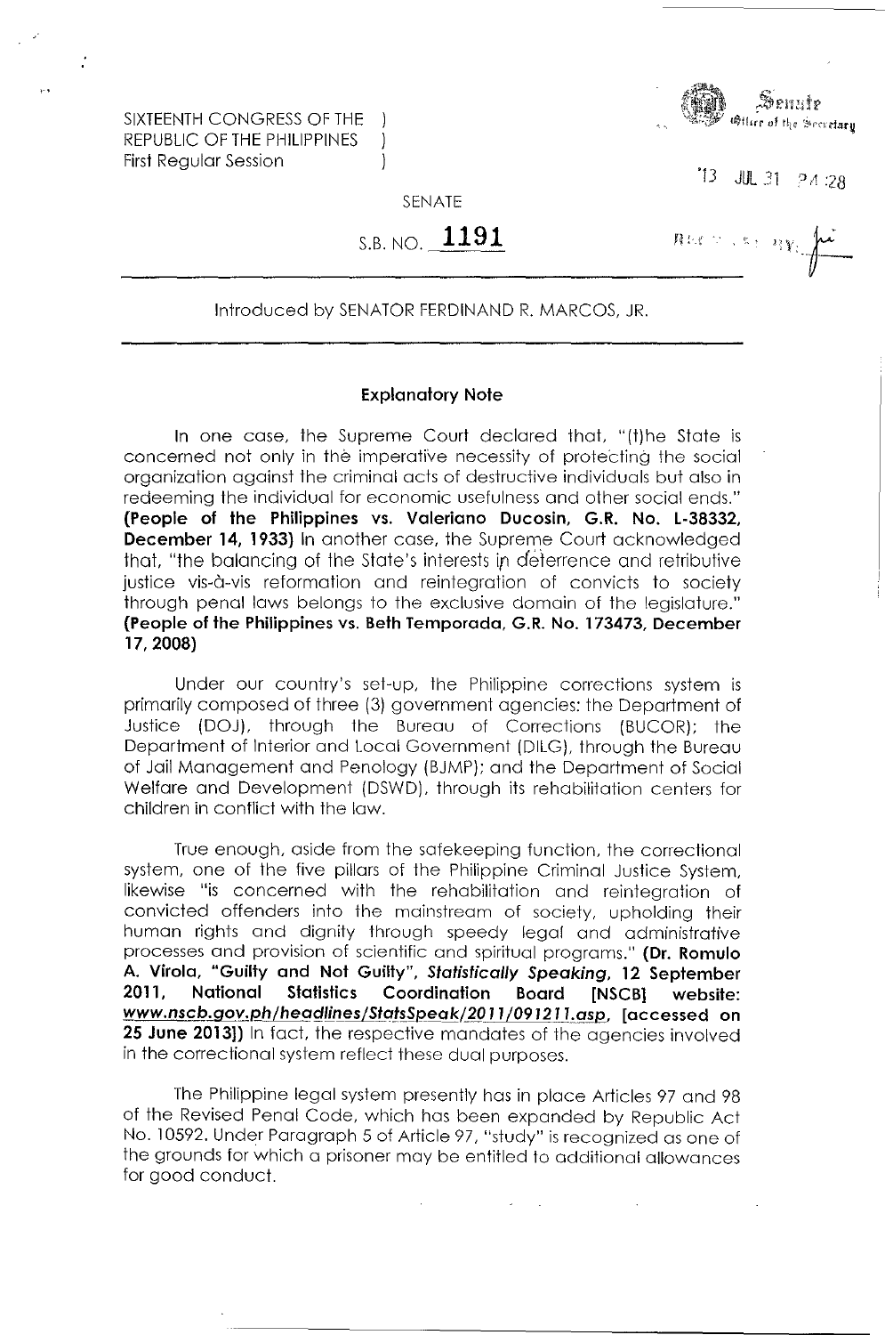SIXTEENTH CONGRESS OF THE )
REPUBLIC OF THE PHILIPPINES )
First Regular Session )

Senate
Office of the Secretary

'13 JUL 31 P4:28

RECEIVED BY:

SENATE

S.B. NO. **1191**

Introduced by SENATOR FERDINAND R. MARCOS, JR.

**Explanatory Note**

In one case, the Supreme Court declared that, "(t)he State is concerned not only in the imperative necessity of protecting the social organization against the criminal acts of destructive individuals but also in redeeming the individual for economic usefulness and other social ends." **(People of the Philippines vs. Valeriano Ducosin, G.R. No. L-38332, December 14, 1933)** In another case, the Supreme Court acknowledged that, "the balancing of the State's interests in deterrence and retributive justice vis-à-vis reformation and reintegration of convicts to society through penal laws belongs to the exclusive domain of the legislature." **(People of the Philippines vs. Beth Temporada, G.R. No. 173473, December 17, 2008)**

Under our country's set-up, the Philippine corrections system is primarily composed of three (3) government agencies: the Department of Justice (DOJ), through the Bureau of Corrections (BUCOR); the Department of Interior and Local Government (DILG), through the Bureau of Jail Management and Penology (BJMP); and the Department of Social Welfare and Development (DSWD), through its rehabilitation centers for children in conflict with the law.

True enough, aside from the safekeeping function, the correctional system, one of the five pillars of the Philippine Criminal Justice System, likewise "is concerned with the rehabilitation and reintegration of convicted offenders into the mainstream of society, upholding their human rights and dignity through speedy legal and administrative processes and provision of scientific and spiritual programs." **(Dr. Romulo A. Virola, "Guilty and Not Guilty", *Statistically Speaking*, 12 September 2011, National Statistics Coordination Board [NSCB] website: www.nscb.gov.ph/headlines/StatsSpeak/2011/091211.asp, [accessed on 25 June 2013])** In fact, the respective mandates of the agencies involved in the correctional system reflect these dual purposes.

The Philippine legal system presently has in place Articles 97 and 98 of the Revised Penal Code, which has been expanded by Republic Act No. 10592. Under Paragraph 5 of Article 97, "study" is recognized as one of the grounds for which a prisoner may be entitled to additional allowances for good conduct.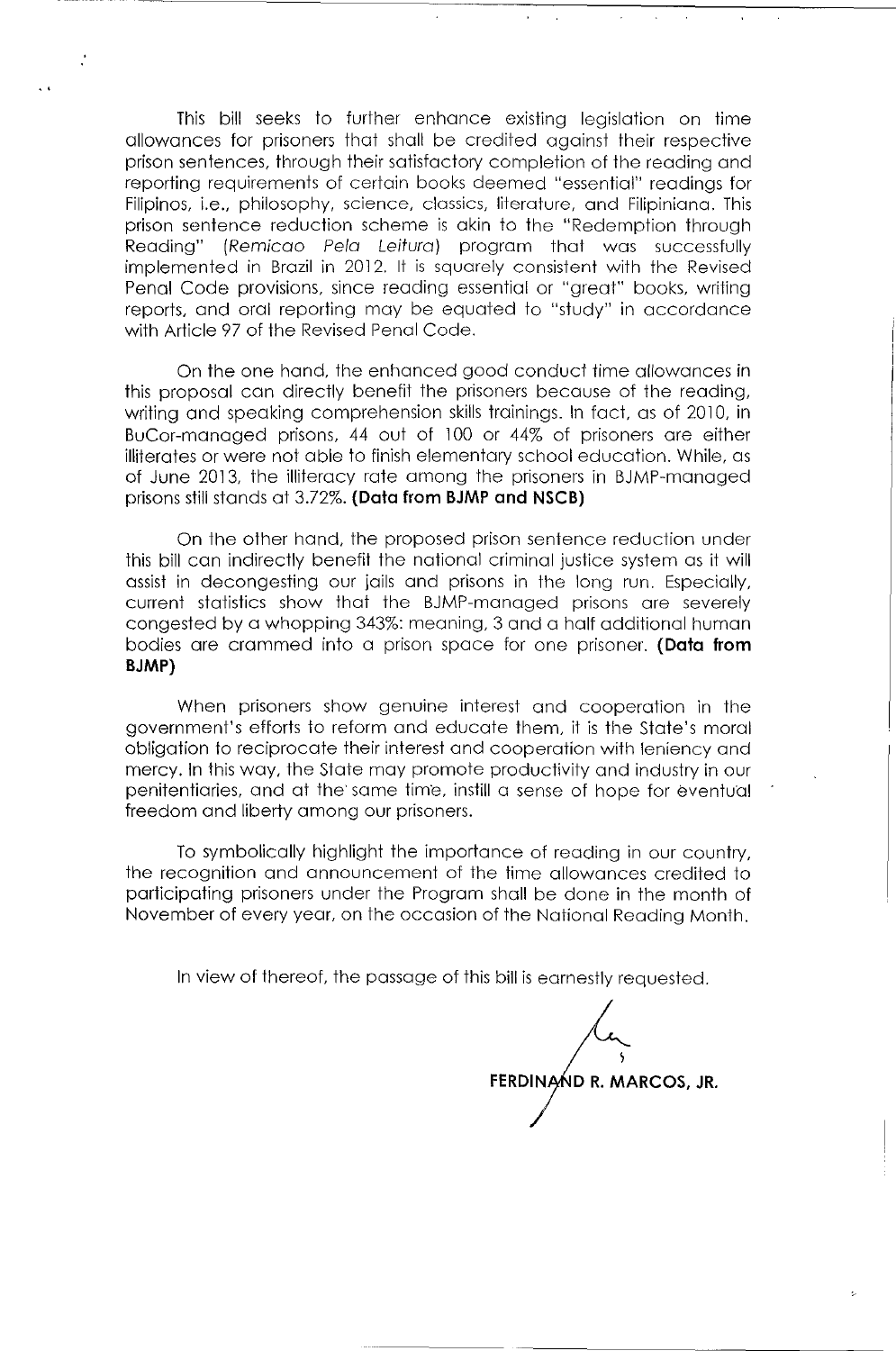This bill seeks to further enhance existing legislation on time allowances for prisoners that shall be credited against their respective prison sentences, through their satisfactory completion of the reading and reporting requirements of certain books deemed "essential" readings for Filipinos, i.e., philosophy, science, classics, literature, and Filipiniana. This prison sentence reduction scheme is akin to the "Redemption through Reading" (*Remicao Pela Leitura*) program that was successfully implemented in Brazil in 2012. It is squarely consistent with the Revised Penal Code provisions, since reading essential or "great" books, writing reports, and oral reporting may be equated to "study" in accordance with Article 97 of the Revised Penal Code.

On the one hand, the enhanced good conduct time allowances in this proposal can directly benefit the prisoners because of the reading, writing and speaking comprehension skills trainings. In fact, as of 2010, in BuCor-managed prisons, 44 out of 100 or 44% of prisoners are either illiterates or were not able to finish elementary school education. While, as of June 2013, the illiteracy rate among the prisoners in BJMP-managed prisons still stands at 3.72%. **(Data from BJMP and NSCB)**

On the other hand, the proposed prison sentence reduction under this bill can indirectly benefit the national criminal justice system as it will assist in decongesting our jails and prisons in the long run. Especially, current statistics show that the BJMP-managed prisons are severely congested by a whopping 343%: meaning, 3 and a half additional human bodies are crammed into a prison space for one prisoner. **(Data from BJMP)**

When prisoners show genuine interest and cooperation in the government's efforts to reform and educate them, it is the State's moral obligation to reciprocate their interest and cooperation with leniency and mercy. In this way, the State may promote productivity and industry in our penitentiaries, and at the same time, instill a sense of hope for eventual freedom and liberty among our prisoners.

To symbolically highlight the importance of reading in our country, the recognition and announcement of the time allowances credited to participating prisoners under the Program shall be done in the month of November of every year, on the occasion of the National Reading Month.

In view of thereof, the passage of this bill is earnestly requested.

**FERDINAND R. MARCOS, JR.**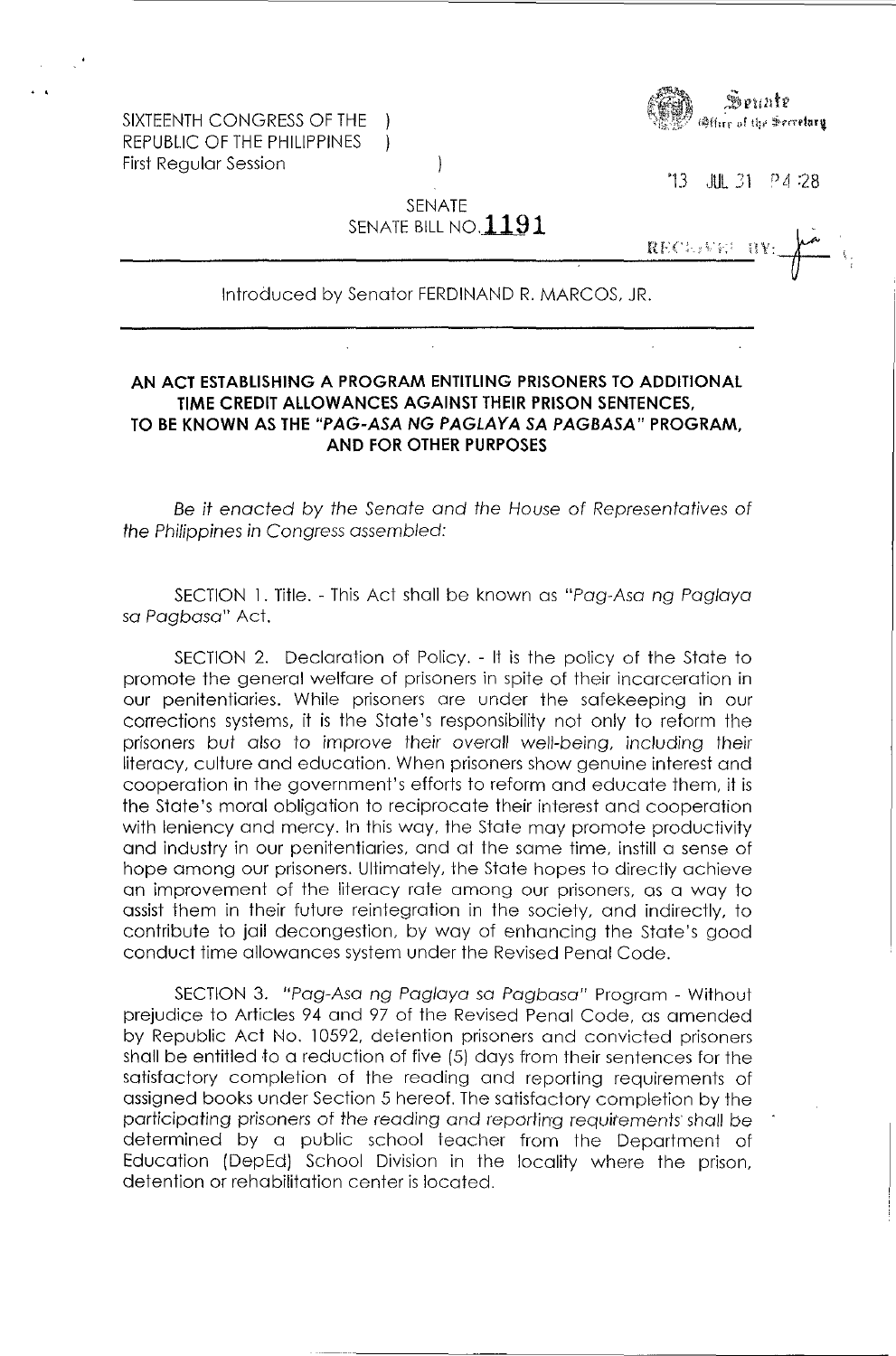SIXTEENTH CONGRESS OF THE )
REPUBLIC OF THE PHILIPPINES )
First Regular Session )

Senate
Office of the Secretary

'13 JUL 31 P4:28

RECEIVED BY:

SENATE
SENATE BILL NO. **1191**

Introduced by Senator FERDINAND R. MARCOS, JR.

**AN ACT ESTABLISHING A PROGRAM ENTITLING PRISONERS TO ADDITIONAL TIME CREDIT ALLOWANCES AGAINST THEIR PRISON SENTENCES, TO BE KNOWN AS THE "*PAG-ASA NG PAGLAYA SA PAGBASA*" PROGRAM, AND FOR OTHER PURPOSES**

*Be it enacted by the Senate and the House of Representatives of the Philippines in Congress assembled:*

SECTION 1. Title. - This Act shall be known as "*Pag-Asa ng Paglaya sa Pagbasa*" Act.

SECTION 2. Declaration of Policy. - It is the policy of the State to promote the general welfare of prisoners in spite of their incarceration in our penitentiaries. While prisoners are under the safekeeping in our corrections systems, it is the State's responsibility not only to reform the prisoners but also to improve their overall well-being, including their literacy, culture and education. When prisoners show genuine interest and cooperation in the government's efforts to reform and educate them, it is the State's moral obligation to reciprocate their interest and cooperation with leniency and mercy. In this way, the State may promote productivity and industry in our penitentiaries, and at the same time, instill a sense of hope among our prisoners. Ultimately, the State hopes to directly achieve an improvement of the literacy rate among our prisoners, as a way to assist them in their future reintegration in the society, and indirectly, to contribute to jail decongestion, by way of enhancing the State's good conduct time allowances system under the Revised Penal Code.

SECTION 3. "*Pag-Asa ng Paglaya sa Pagbasa*" Program - Without prejudice to Articles 94 and 97 of the Revised Penal Code, as amended by Republic Act No. 10592, detention prisoners and convicted prisoners shall be entitled to a reduction of five (5) days from their sentences for the satisfactory completion of the reading and reporting requirements of assigned books under Section 5 hereof. The satisfactory completion by the participating prisoners of the *reading and reporting requirements* shall be determined by a public school teacher from the Department of Education (DepEd) School Division in the locality where the prison, detention or rehabilitation center is located.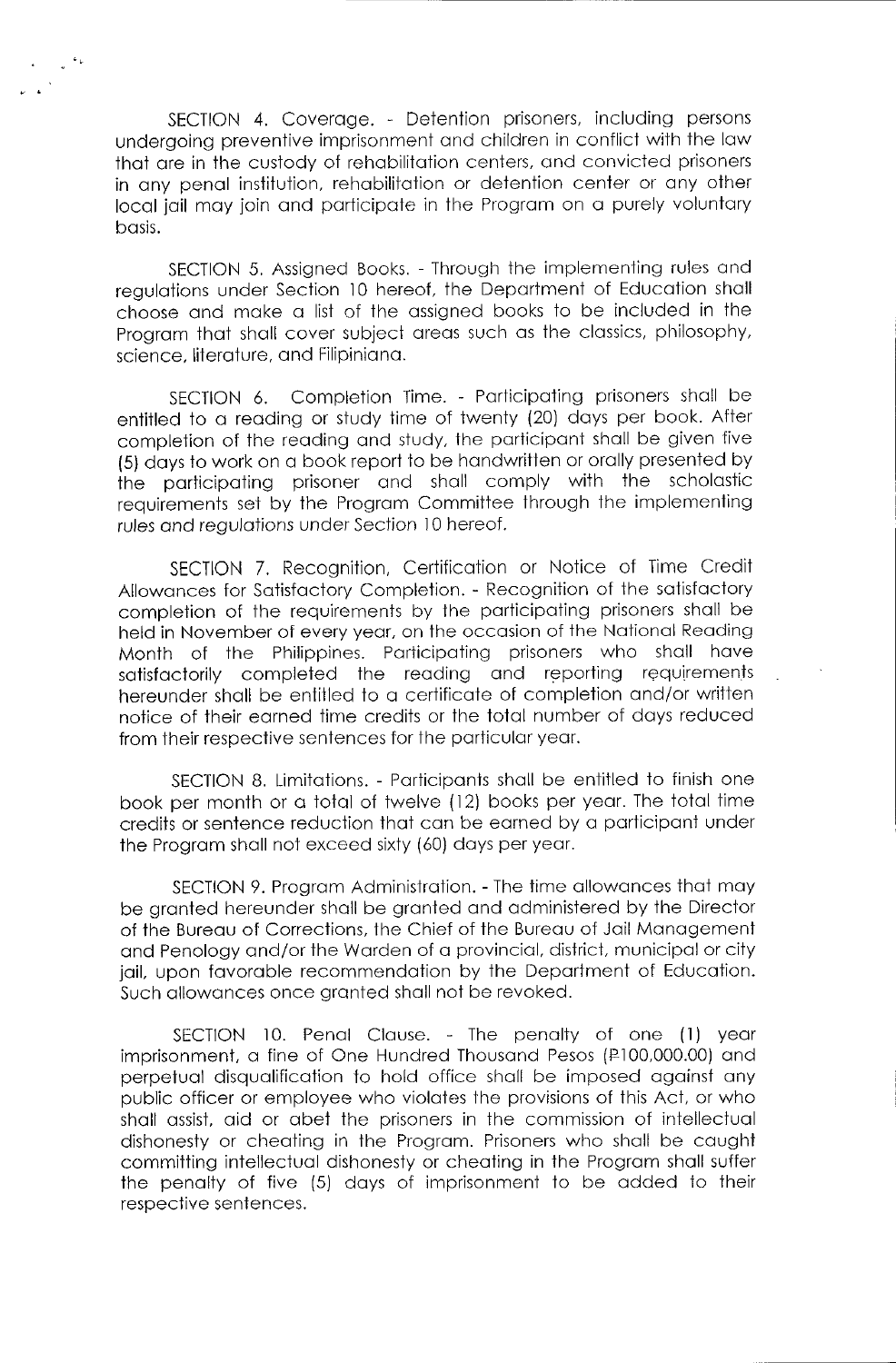SECTION 4. Coverage. - Detention prisoners, including persons undergoing preventive imprisonment and children in conflict with the law that are in the custody of rehabilitation centers, and convicted prisoners in any penal institution, rehabilitation or detention center or any other local jail may join and participate in the Program on a purely voluntary basis.

SECTION 5. Assigned Books. - Through the implementing rules and regulations under Section 10 hereof, the Department of Education shall choose and make a list of the assigned books to be included in the Program that shall cover subject areas such as the classics, philosophy, science, literature, and Filipiniana.

SECTION 6. Completion Time. - Participating prisoners shall be entitled to a reading or study time of twenty (20) days per book. After completion of the reading and study, the participant shall be given five (5) days to work on a book report to be handwritten or orally presented by the participating prisoner and shall comply with the scholastic requirements set by the Program Committee through the implementing rules and regulations under Section 10 hereof.

SECTION 7. Recognition, Certification or Notice of Time Credit Allowances for Satisfactory Completion. - Recognition of the satisfactory completion of the requirements by the participating prisoners shall be held in November of every year, on the occasion of the National Reading Month of the Philippines. Participating prisoners who shall have satisfactorily completed the reading and reporting requirements hereunder shall be entitled to a certificate of completion and/or written notice of their earned time credits or the total number of days reduced from their respective sentences for the particular year.

SECTION 8. Limitations. - Participants shall be entitled to finish one book per month or a total of twelve (12) books per year. The total time credits or sentence reduction that can be earned by a participant under the Program shall not exceed sixty (60) days per year.

SECTION 9. Program Administration. - The time allowances that may be granted hereunder shall be granted and administered by the Director of the Bureau of Corrections, the Chief of the Bureau of Jail Management and Penology and/or the Warden of a provincial, district, municipal or city jail, upon favorable recommendation by the Department of Education. Such allowances once granted shall not be revoked.

SECTION 10. Penal Clause. - The penalty of one (1) year imprisonment, a fine of One Hundred Thousand Pesos (₱100,000.00) and perpetual disqualification to hold office shall be imposed against any public officer or employee who violates the provisions of this Act, or who shall assist, aid or abet the prisoners in the commission of intellectual dishonesty or cheating in the Program. Prisoners who shall be caught committing intellectual dishonesty or cheating in the Program shall suffer the penalty of five (5) days of imprisonment to be added to their respective sentences.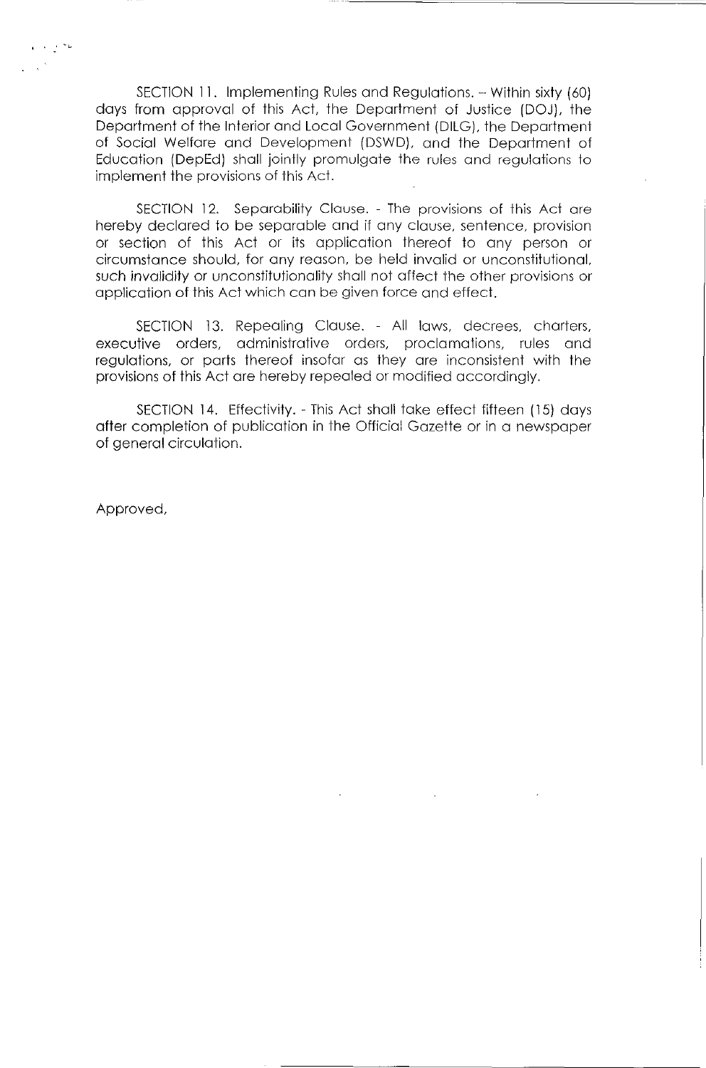SECTION 11. Implementing Rules and Regulations. – Within sixty (60) days from approval of this Act, the Department of Justice (DOJ), the Department of the Interior and Local Government (DILG), the Department of Social Welfare and Development (DSWD), and the Department of Education (DepEd) shall jointly promulgate the rules and regulations to implement the provisions of this Act.

SECTION 12. Separability Clause. - The provisions of this Act are hereby declared to be separable and if any clause, sentence, provision or section of this Act or its application thereof to any person or circumstance should, for any reason, be held invalid or unconstitutional, such invalidity or unconstitutionality shall not affect the other provisions or application of this Act which can be given force and effect.

SECTION 13. Repealing Clause. - All laws, decrees, charters, executive orders, administrative orders, proclamations, rules and regulations, or parts thereof insofar as they are inconsistent with the provisions of this Act are hereby repealed or modified accordingly.

SECTION 14. Effectivity. - This Act shall take effect fifteen (15) days after completion of publication in the Official Gazette or in a newspaper of general circulation.

Approved,